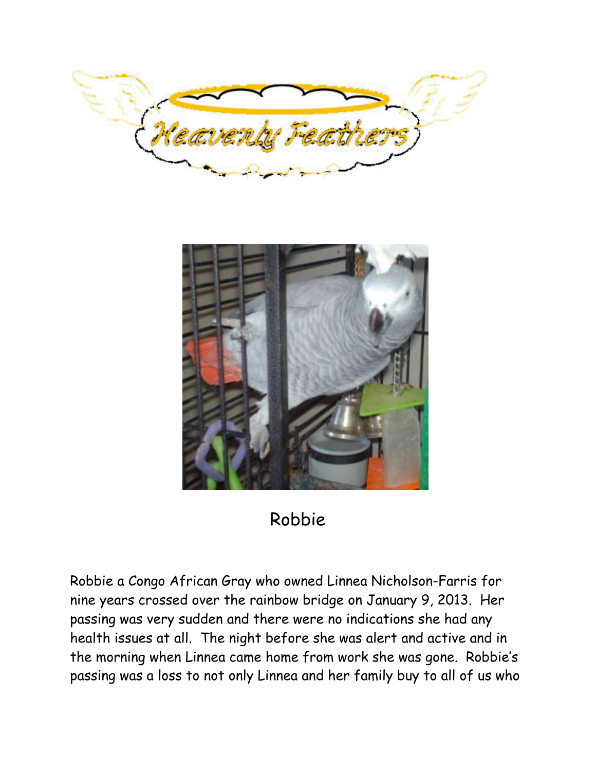# Heavenly Feathers

## Robbie

Robbie a Congo African Gray who owned Linnea Nicholson-Farris for nine years crossed over the rainbow bridge on January 9, 2013. Her passing was very sudden and there were no indications she had any health issues at all. The night before she was alert and active and in the morning when Linnea came home from work she was gone. Robbie's passing was a loss to not only Linnea and her family buy to all of us who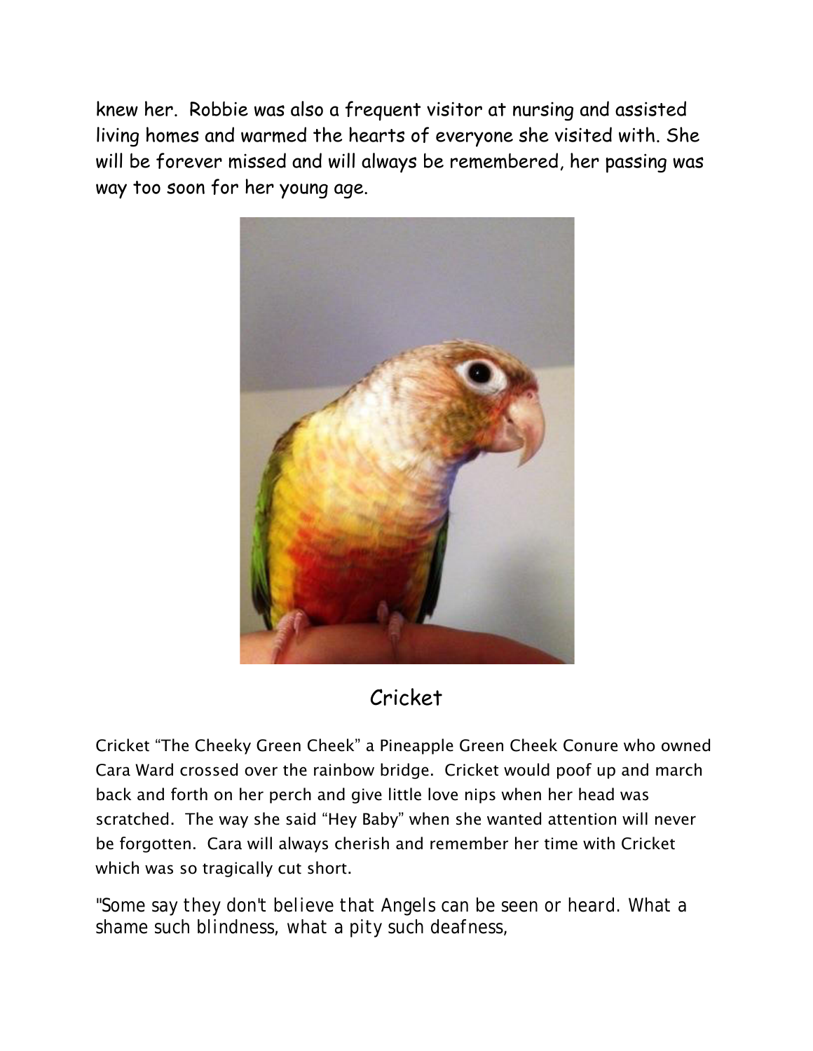knew her. Robbie was also a frequent visitor at nursing and assisted living homes and warmed the hearts of everyone she visited with. She will be forever missed and will always be remembered, her passing was way too soon for her young age.

## Cricket

Cricket "The Cheeky Green Cheek" a Pineapple Green Cheek Conure who owned Cara Ward crossed over the rainbow bridge. Cricket would poof up and march back and forth on her perch and give little love nips when her head was scratched. The way she said "Hey Baby" when she wanted attention will never be forgotten. Cara will always cherish and remember her time with Cricket which was so tragically cut short.

*"Some say they don't believe that Angels can be seen or heard. What a shame such blindness, what a pity such deafness,*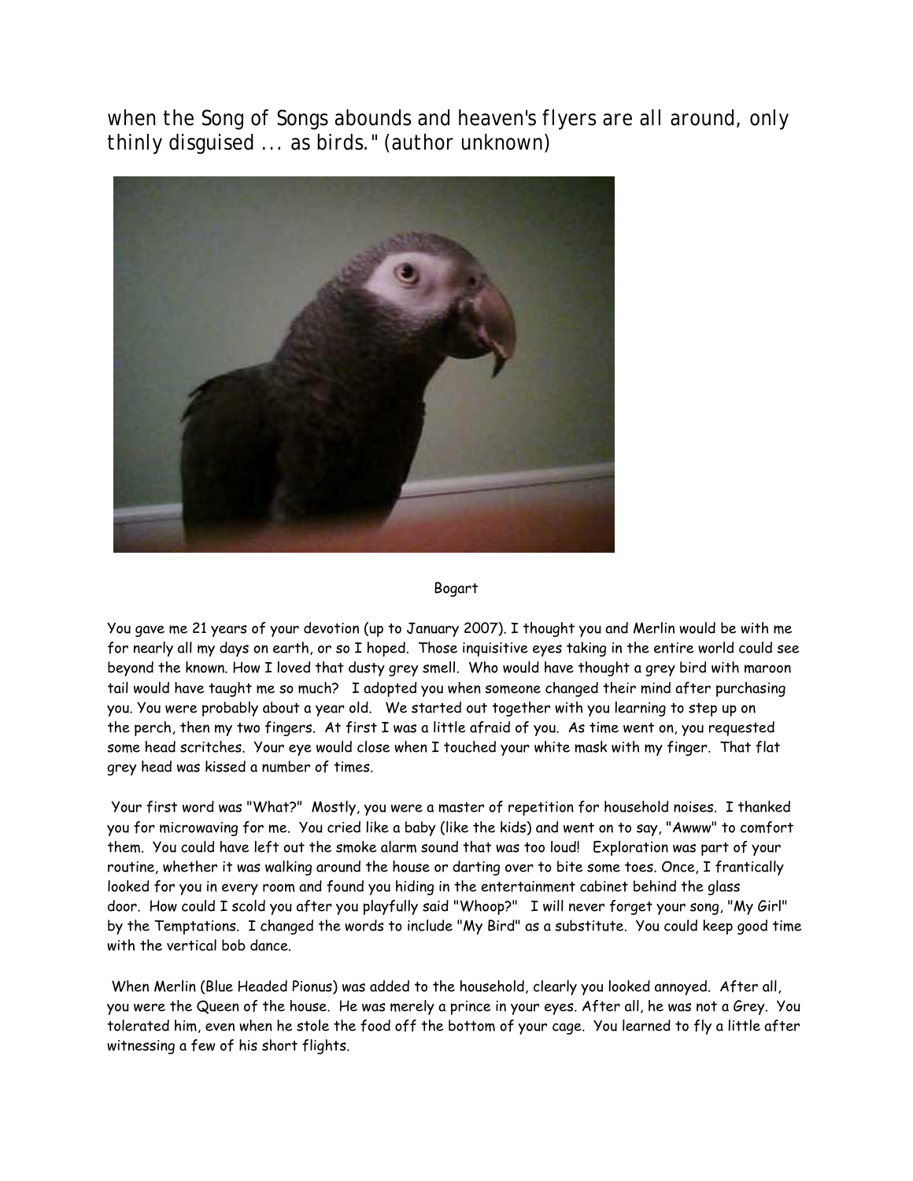when the Song of Songs abounds and heaven's flyers are all around, only thinly disguised ... as birds." (author unknown)

Bogart

You gave me 21 years of your devotion (up to January 2007). I thought you and Merlin would be with me for nearly all my days on earth, or so I hoped. Those inquisitive eyes taking in the entire world could see beyond the known. How I loved that dusty grey smell. Who would have thought a grey bird with maroon tail would have taught me so much? I adopted you when someone changed their mind after purchasing you. You were probably about a year old. We started out together with you learning to step up on the perch, then my two fingers. At first I was a little afraid of you. As time went on, you requested some head scritches. Your eye would close when I touched your white mask with my finger. That flat grey head was kissed a number of times.

Your first word was "What?" Mostly, you were a master of repetition for household noises. I thanked you for microwaving for me. You cried like a baby (like the kids) and went on to say, "Awww" to comfort them. You could have left out the smoke alarm sound that was too loud! Exploration was part of your routine, whether it was walking around the house or darting over to bite some toes. Once, I frantically looked for you in every room and found you hiding in the entertainment cabinet behind the glass door. How could I scold you after you playfully said "Whoop?" I will never forget your song, "My Girl" by the Temptations. I changed the words to include "My Bird" as a substitute. You could keep good time with the vertical bob dance.

When Merlin (Blue Headed Pionus) was added to the household, clearly you looked annoyed. After all, you were the Queen of the house. He was merely a prince in your eyes. After all, he was not a Grey. You tolerated him, even when he stole the food off the bottom of your cage. You learned to fly a little after witnessing a few of his short flights.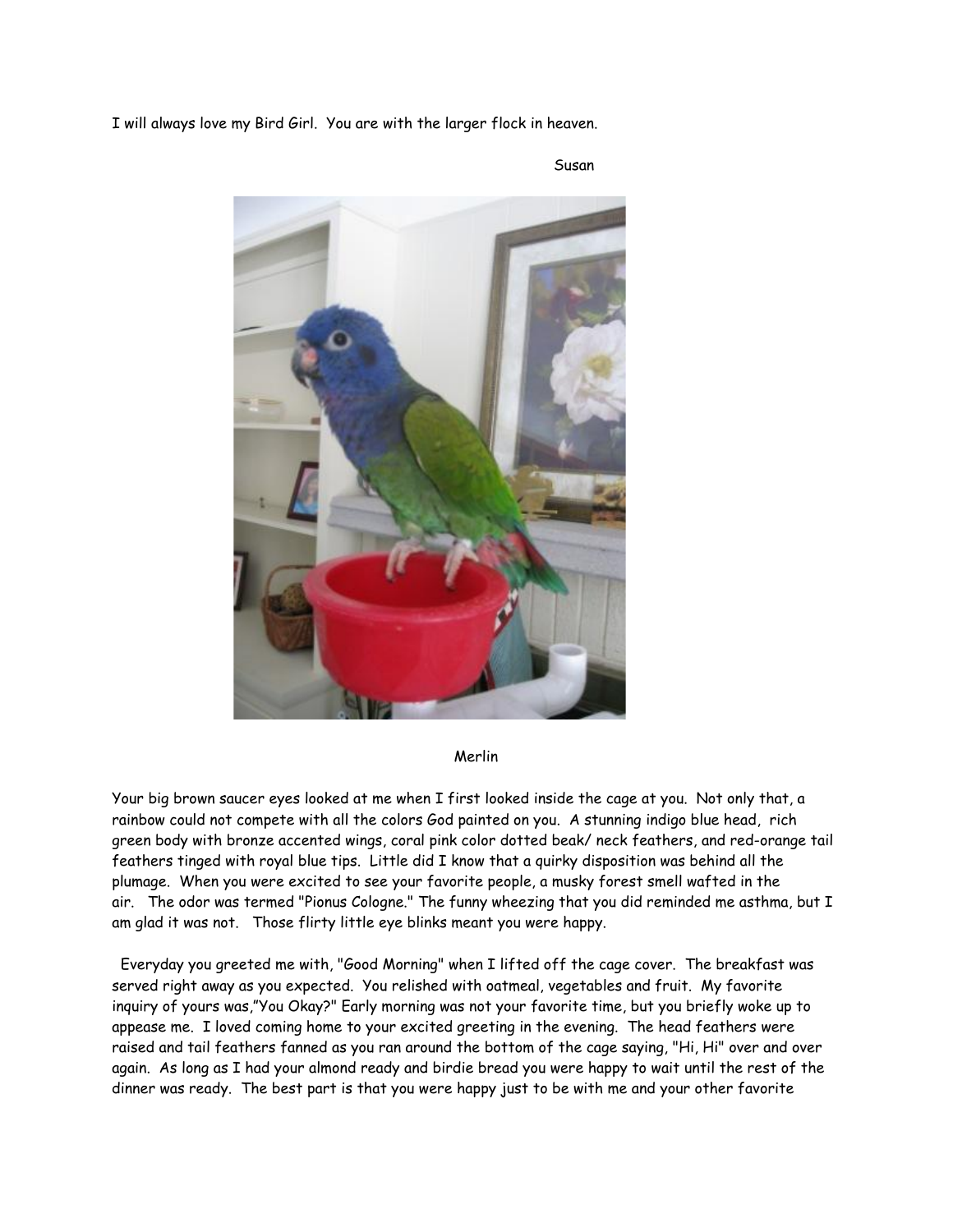I will always love my Bird Girl.  You are with the larger flock in heaven.

Susan

Merlin

Your big brown saucer eyes looked at me when I first looked inside the cage at you.  Not only that, a rainbow could not compete with all the colors God painted on you.  A stunning indigo blue head,  rich green body with bronze accented wings, coral pink color dotted beak/ neck feathers, and red-orange tail feathers tinged with royal blue tips.  Little did I know that a quirky disposition was behind all the plumage.  When you were excited to see your favorite people, a musky forest smell wafted in the air.   The odor was termed "Pionus Cologne." The funny wheezing that you did reminded me asthma, but I am glad it was not.   Those flirty little eye blinks meant you were happy.

Everyday you greeted me with, "Good Morning" when I lifted off the cage cover.  The breakfast was served right away as you expected.  You relished with oatmeal, vegetables and fruit.  My favorite inquiry of yours was,"You Okay?" Early morning was not your favorite time, but you briefly woke up to appease me.  I loved coming home to your excited greeting in the evening.  The head feathers were raised and tail feathers fanned as you ran around the bottom of the cage saying, "Hi, Hi" over and over again.  As long as I had your almond ready and birdie bread you were happy to wait until the rest of the dinner was ready.  The best part is that you were happy just to be with me and your other favorite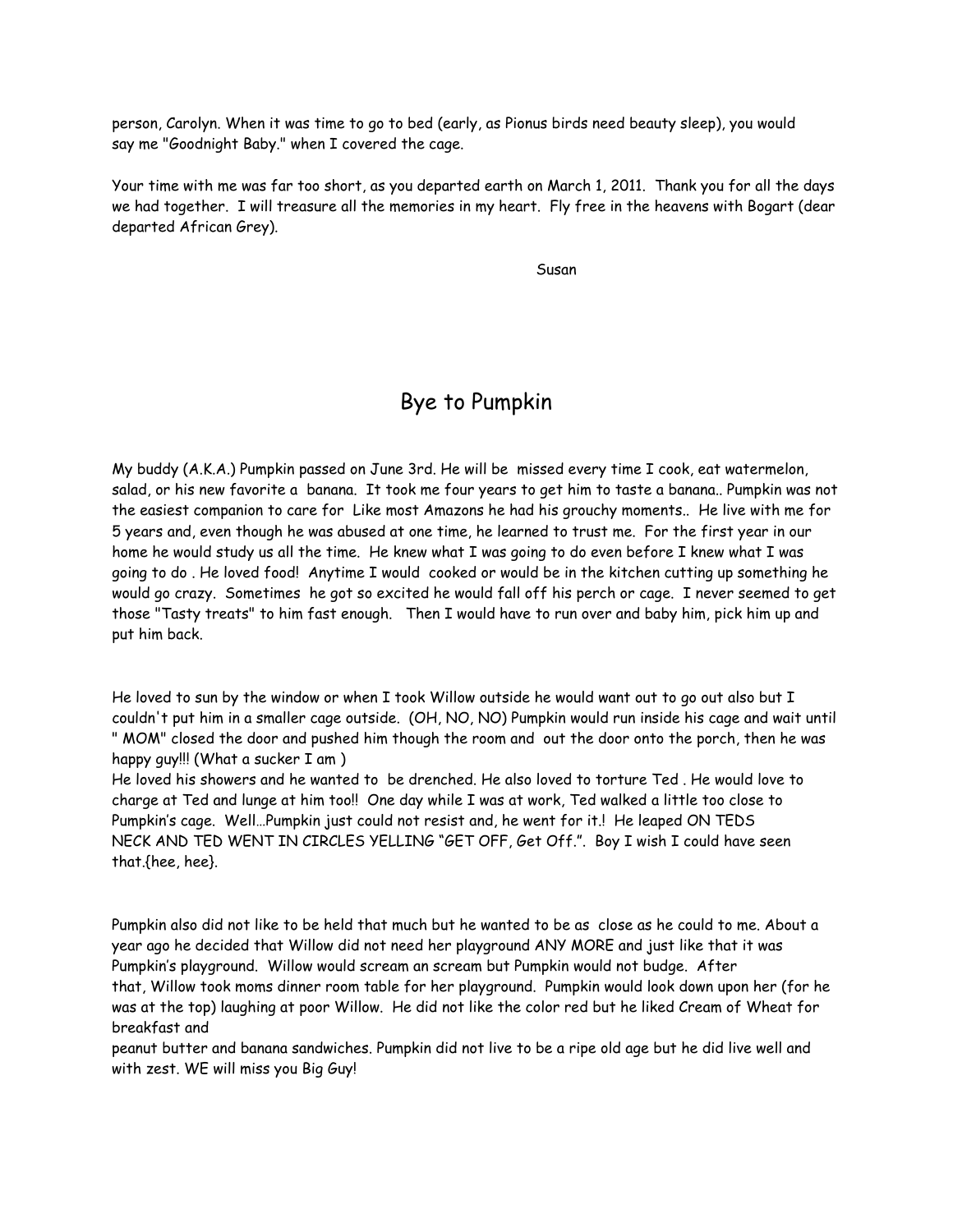person, Carolyn. When it was time to go to bed (early, as Pionus birds need beauty sleep), you would say me "Goodnight Baby." when I covered the cage.

Your time with me was far too short, as you departed earth on March 1, 2011. Thank you for all the days we had together. I will treasure all the memories in my heart. Fly free in the heavens with Bogart (dear departed African Grey).

Susan

# Bye to Pumpkin

My buddy (A.K.A.) Pumpkin passed on June 3rd. He will be missed every time I cook, eat watermelon, salad, or his new favorite a banana. It took me four years to get him to taste a banana.. Pumpkin was not the easiest companion to care for Like most Amazons he had his grouchy moments.. He live with me for 5 years and, even though he was abused at one time, he learned to trust me. For the first year in our home he would study us all the time. He knew what I was going to do even before I knew what I was going to do . He loved food! Anytime I would cooked or would be in the kitchen cutting up something he would go crazy. Sometimes he got so excited he would fall off his perch or cage. I never seemed to get those "Tasty treats" to him fast enough. Then I would have to run over and baby him, pick him up and put him back.

He loved to sun by the window or when I took Willow outside he would want out to go out also but I couldn't put him in a smaller cage outside. (OH, NO, NO) Pumpkin would run inside his cage and wait until " MOM" closed the door and pushed him though the room and out the door onto the porch, then he was happy guy!!! (What a sucker I am )

He loved his showers and he wanted to be drenched. He also loved to torture Ted . He would love to charge at Ted and lunge at him too!! One day while I was at work, Ted walked a little too close to Pumpkin's cage. Well…Pumpkin just could not resist and, he went for it.! He leaped ON TEDS NECK AND TED WENT IN CIRCLES YELLING "GET OFF, Get Off.". Boy I wish I could have seen that.{hee, hee}.

Pumpkin also did not like to be held that much but he wanted to be as close as he could to me. About a year ago he decided that Willow did not need her playground ANY MORE and just like that it was Pumpkin's playground. Willow would scream an scream but Pumpkin would not budge. After that, Willow took moms dinner room table for her playground. Pumpkin would look down upon her (for he was at the top) laughing at poor Willow. He did not like the color red but he liked Cream of Wheat for breakfast and peanut butter and banana sandwiches. Pumpkin did not live to be a ripe old age but he did live well and with zest. WE will miss you Big Guy!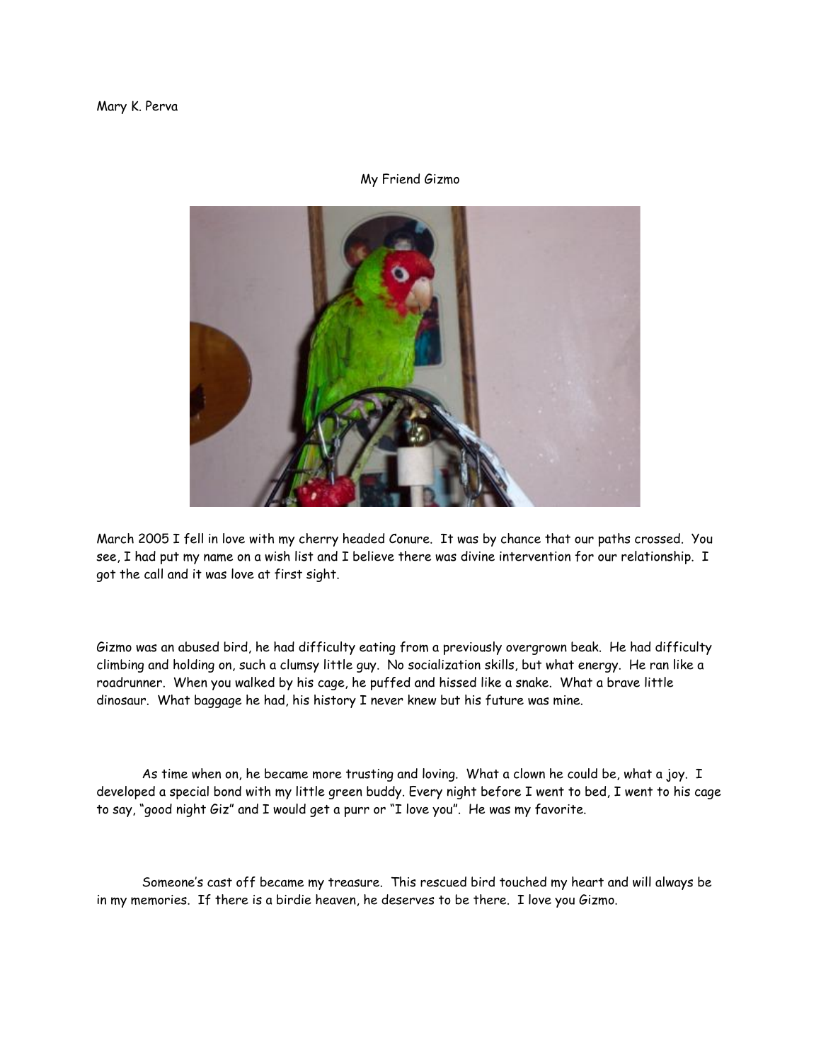Mary K. Perva

## My Friend Gizmo

March 2005 I fell in love with my cherry headed Conure. It was by chance that our paths crossed. You see, I had put my name on a wish list and I believe there was divine intervention for our relationship. I got the call and it was love at first sight.

Gizmo was an abused bird, he had difficulty eating from a previously overgrown beak. He had difficulty climbing and holding on, such a clumsy little guy. No socialization skills, but what energy. He ran like a roadrunner. When you walked by his cage, he puffed and hissed like a snake. What a brave little dinosaur. What baggage he had, his history I never knew but his future was mine.

As time when on, he became more trusting and loving. What a clown he could be, what a joy. I developed a special bond with my little green buddy. Every night before I went to bed, I went to his cage to say, "good night Giz" and I would get a purr or "I love you". He was my favorite.

Someone's cast off became my treasure. This rescued bird touched my heart and will always be in my memories. If there is a birdie heaven, he deserves to be there. I love you Gizmo.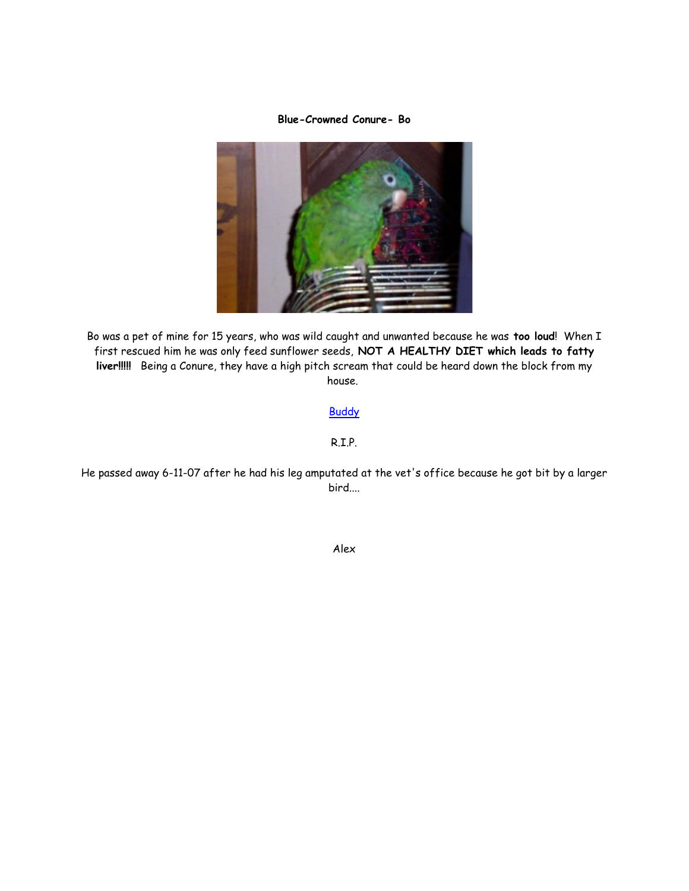**Blue-Crowned Conure- Bo**

Bo was a pet of mine for 15 years, who was wild caught and unwanted because he was **too loud**! When I first rescued him he was only feed sunflower seeds, **NOT A HEALTHY DIET which leads to fatty liver!!!!!** Being a Conure, they have a high pitch scream that could be heard down the block from my house.

Buddy

R.I.P.

He passed away 6-11-07 after he had his leg amputated at the vet's office because he got bit by a larger bird....

Alex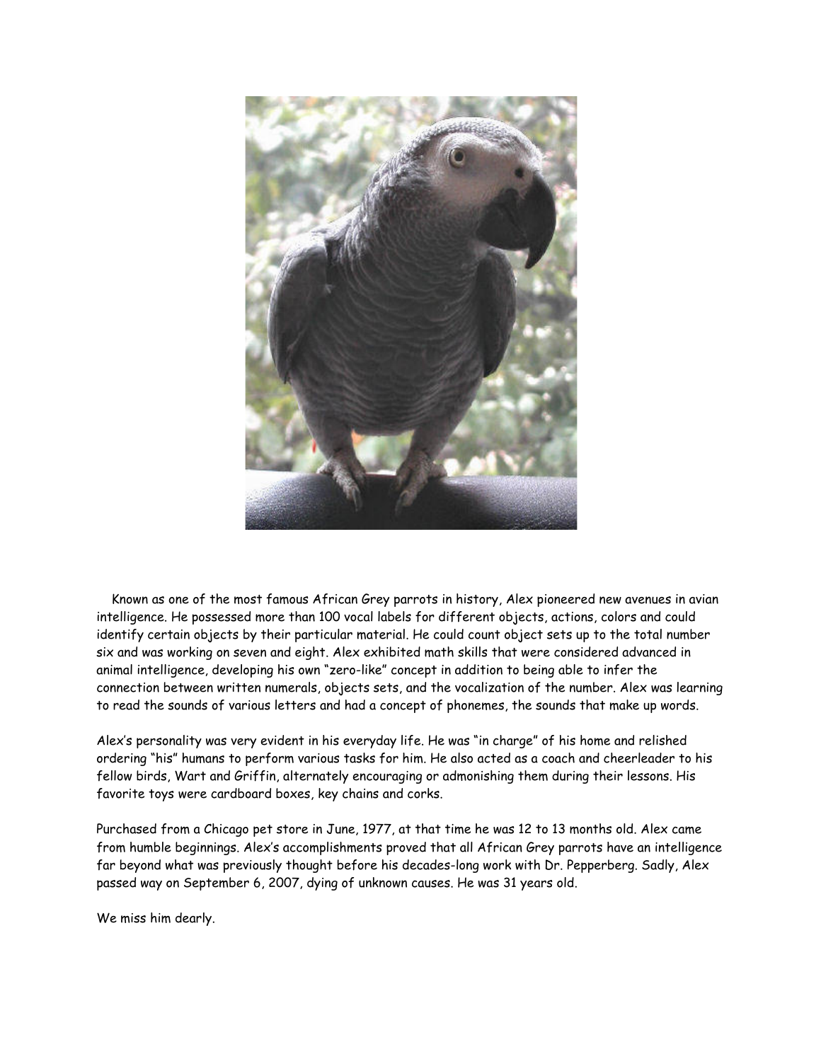Known as one of the most famous African Grey parrots in history, Alex pioneered new avenues in avian intelligence. He possessed more than 100 vocal labels for different objects, actions, colors and could identify certain objects by their particular material. He could count object sets up to the total number six and was working on seven and eight. Alex exhibited math skills that were considered advanced in animal intelligence, developing his own "zero-like" concept in addition to being able to infer the connection between written numerals, objects sets, and the vocalization of the number. Alex was learning to read the sounds of various letters and had a concept of phonemes, the sounds that make up words.

Alex's personality was very evident in his everyday life. He was "in charge" of his home and relished ordering "his" humans to perform various tasks for him. He also acted as a coach and cheerleader to his fellow birds, Wart and Griffin, alternately encouraging or admonishing them during their lessons. His favorite toys were cardboard boxes, key chains and corks.

Purchased from a Chicago pet store in June, 1977, at that time he was 12 to 13 months old. Alex came from humble beginnings. Alex's accomplishments proved that all African Grey parrots have an intelligence far beyond what was previously thought before his decades-long work with Dr. Pepperberg. Sadly, Alex passed way on September 6, 2007, dying of unknown causes. He was 31 years old.

We miss him dearly.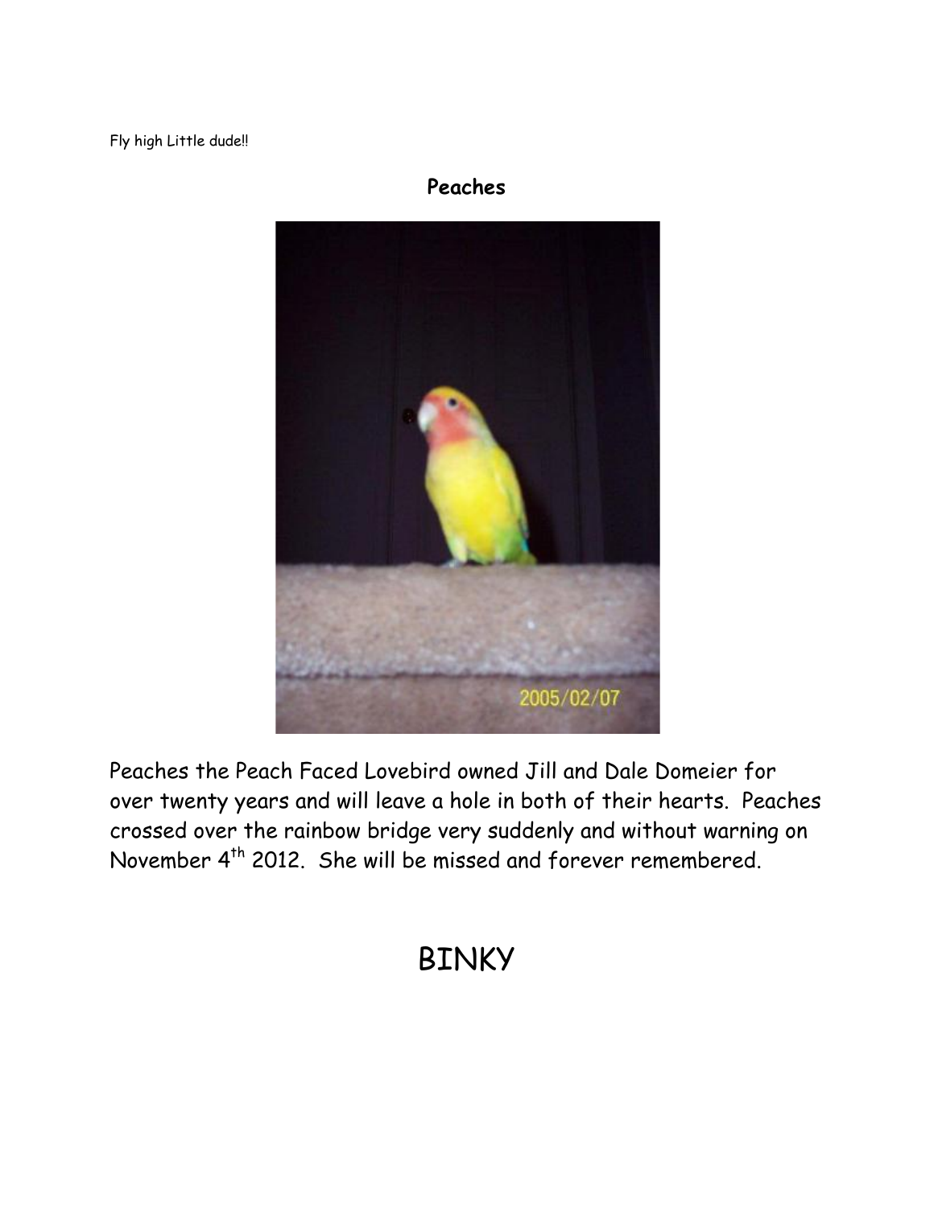Fly high Little dude!!

## Peaches

Peaches the Peach Faced Lovebird owned Jill and Dale Domeier for over twenty years and will leave a hole in both of their hearts. Peaches crossed over the rainbow bridge very suddenly and without warning on November 4th 2012. She will be missed and forever remembered.

# BINKY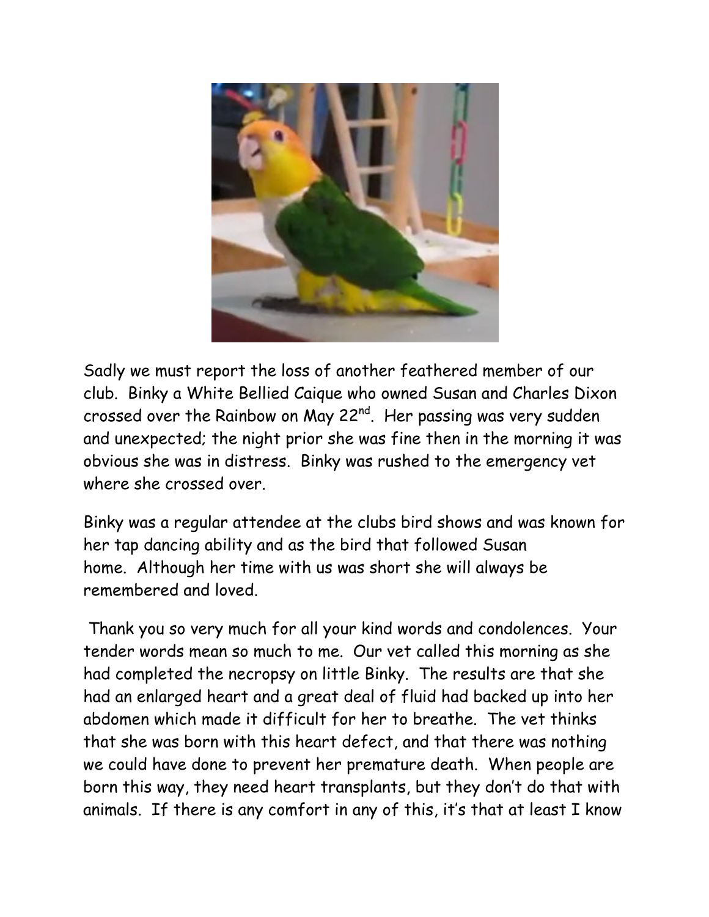Sadly we must report the loss of another feathered member of our club. Binky a White Bellied Caique who owned Susan and Charles Dixon crossed over the Rainbow on May 22nd. Her passing was very sudden and unexpected; the night prior she was fine then in the morning it was obvious she was in distress. Binky was rushed to the emergency vet where she crossed over.

Binky was a regular attendee at the clubs bird shows and was known for her tap dancing ability and as the bird that followed Susan home. Although her time with us was short she will always be remembered and loved.

Thank you so very much for all your kind words and condolences. Your tender words mean so much to me. Our vet called this morning as she had completed the necropsy on little Binky. The results are that she had an enlarged heart and a great deal of fluid had backed up into her abdomen which made it difficult for her to breathe. The vet thinks that she was born with this heart defect, and that there was nothing we could have done to prevent her premature death. When people are born this way, they need heart transplants, but they don't do that with animals. If there is any comfort in any of this, it's that at least I know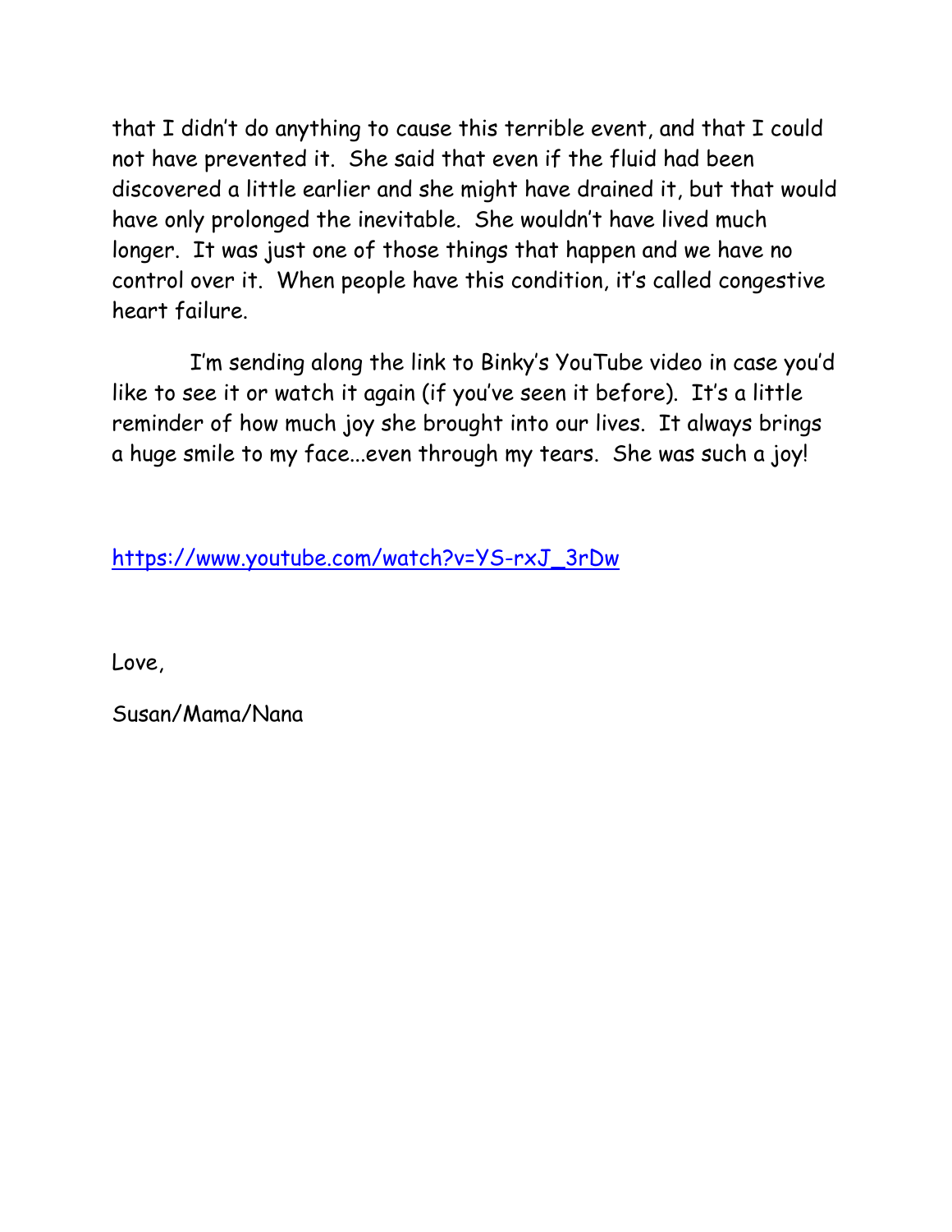that I didn't do anything to cause this terrible event, and that I could not have prevented it. She said that even if the fluid had been discovered a little earlier and she might have drained it, but that would have only prolonged the inevitable. She wouldn't have lived much longer. It was just one of those things that happen and we have no control over it. When people have this condition, it's called congestive heart failure.

I'm sending along the link to Binky's YouTube video in case you'd like to see it or watch it again (if you've seen it before). It's a little reminder of how much joy she brought into our lives. It always brings a huge smile to my face...even through my tears. She was such a joy!

https://www.youtube.com/watch?v=YS-rxJ_3rDw

Love,

Susan/Mama/Nana